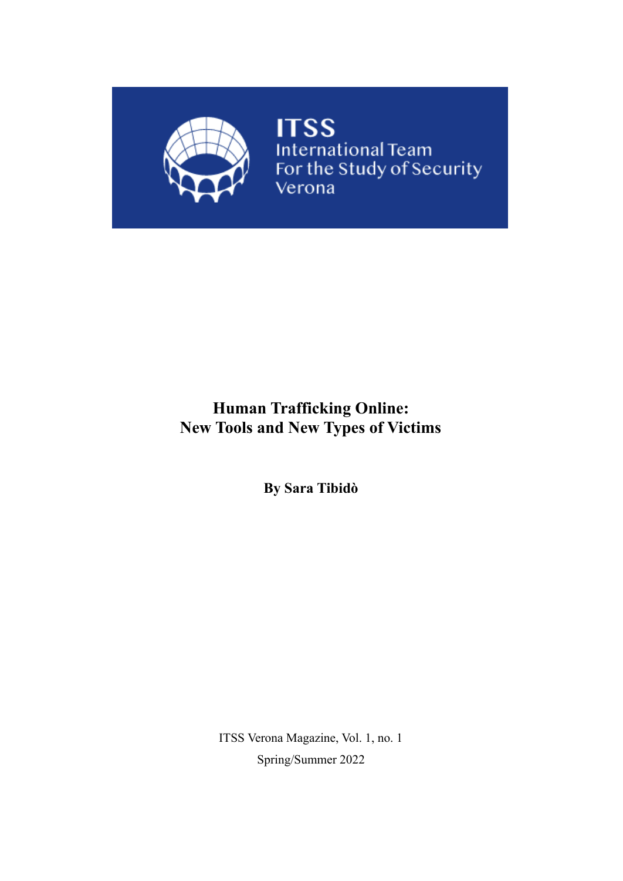ITSS
International Team
For the Study of Security
Verona

# Human Trafficking Online: New Tools and New Types of Victims

**By Sara Tibidò**

ITSS Verona Magazine, Vol. 1, no. 1

Spring/Summer 2022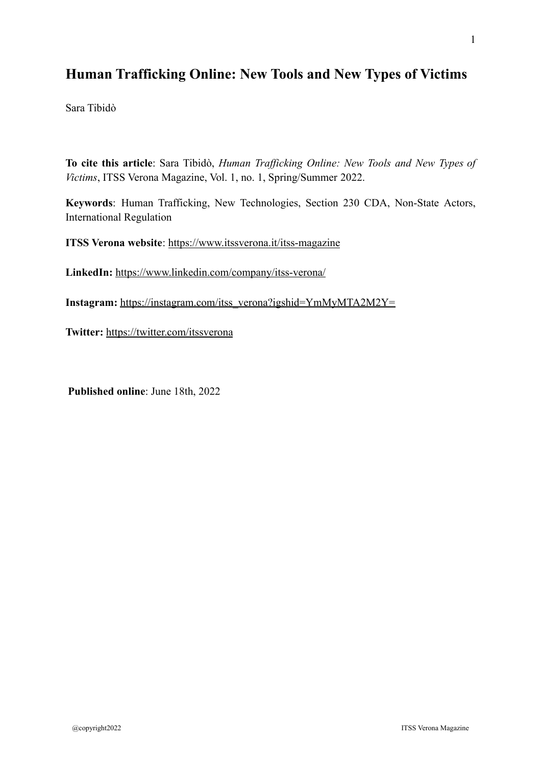# Human Trafficking Online: New Tools and New Types of Victims

Sara Tibidò

**To cite this article**: Sara Tibidò, *Human Trafficking Online: New Tools and New Types of Victims*, ITSS Verona Magazine, Vol. 1, no. 1, Spring/Summer 2022.

**Keywords**: Human Trafficking, New Technologies, Section 230 CDA, Non-State Actors, International Regulation

**ITSS Verona website**: https://www.itssverona.it/itss-magazine

**LinkedIn:** https://www.linkedin.com/company/itss-verona/

**Instagram:** https://instagram.com/itss_verona?igshid=YmMyMTA2M2Y=

**Twitter:** https://twitter.com/itssverona

**Published online**: June 18th, 2022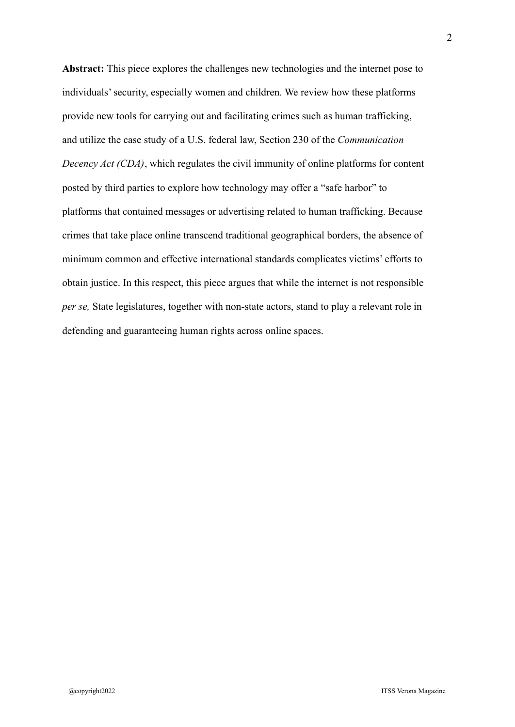**Abstract:** This piece explores the challenges new technologies and the internet pose to individuals' security, especially women and children. We review how these platforms provide new tools for carrying out and facilitating crimes such as human trafficking, and utilize the case study of a U.S. federal law, Section 230 of the *Communication Decency Act (CDA)*, which regulates the civil immunity of online platforms for content posted by third parties to explore how technology may offer a "safe harbor" to platforms that contained messages or advertising related to human trafficking. Because crimes that take place online transcend traditional geographical borders, the absence of minimum common and effective international standards complicates victims' efforts to obtain justice. In this respect, this piece argues that while the internet is not responsible *per se,* State legislatures, together with non-state actors, stand to play a relevant role in defending and guaranteeing human rights across online spaces.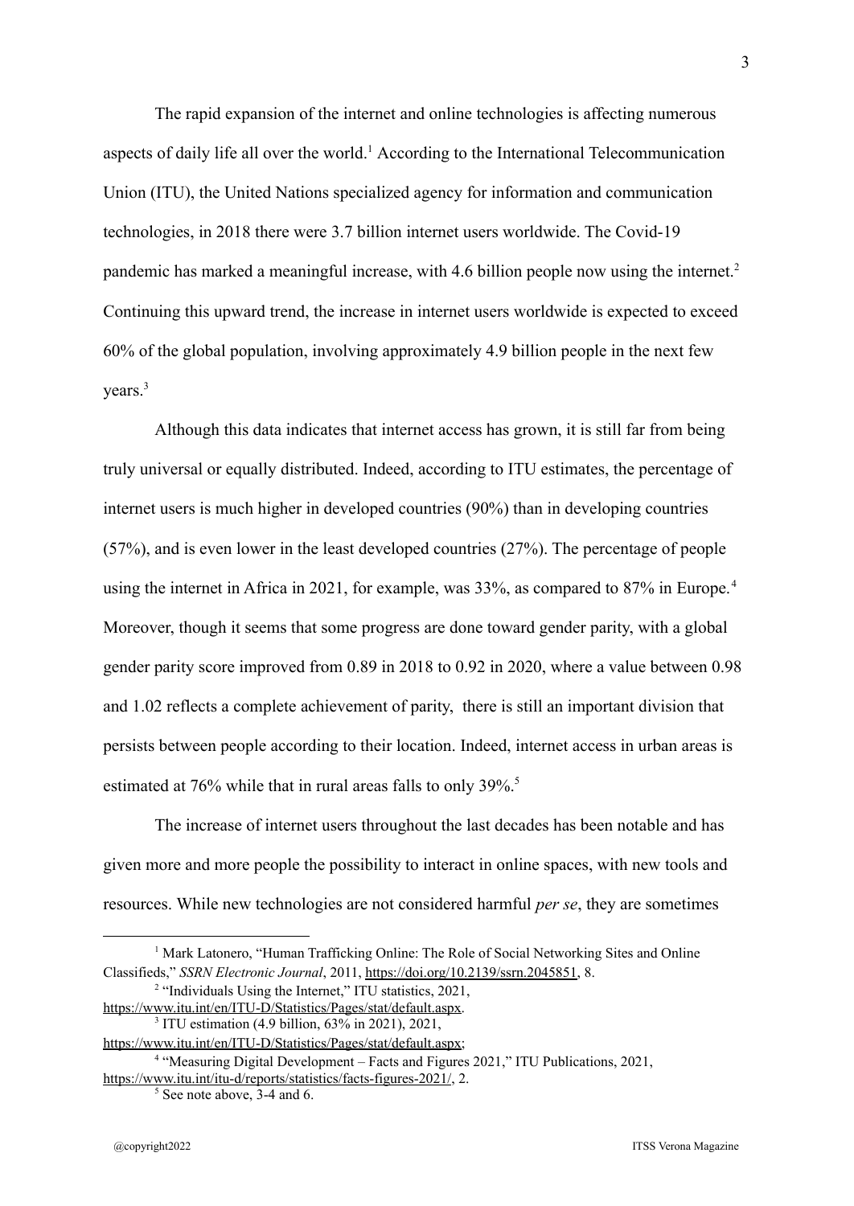The rapid expansion of the internet and online technologies is affecting numerous aspects of daily life all over the world.[1] According to the International Telecommunication Union (ITU), the United Nations specialized agency for information and communication technologies, in 2018 there were 3.7 billion internet users worldwide. The Covid-19 pandemic has marked a meaningful increase, with 4.6 billion people now using the internet.[2] Continuing this upward trend, the increase in internet users worldwide is expected to exceed 60% of the global population, involving approximately 4.9 billion people in the next few years.[3]

Although this data indicates that internet access has grown, it is still far from being truly universal or equally distributed. Indeed, according to ITU estimates, the percentage of internet users is much higher in developed countries (90%) than in developing countries (57%), and is even lower in the least developed countries (27%). The percentage of people using the internet in Africa in 2021, for example, was 33%, as compared to 87% in Europe.[4] Moreover, though it seems that some progress are done toward gender parity, with a global gender parity score improved from 0.89 in 2018 to 0.92 in 2020, where a value between 0.98 and 1.02 reflects a complete achievement of parity, there is still an important division that persists between people according to their location. Indeed, internet access in urban areas is estimated at 76% while that in rural areas falls to only 39%.[5]

The increase of internet users throughout the last decades has been notable and has given more and more people the possibility to interact in online spaces, with new tools and resources. While new technologies are not considered harmful *per se*, they are sometimes

---

[1] Mark Latonero, "Human Trafficking Online: The Role of Social Networking Sites and Online Classifieds," *SSRN Electronic Journal*, 2011, https://doi.org/10.2139/ssrn.2045851, 8.

[2] "Individuals Using the Internet," ITU statistics, 2021, https://www.itu.int/en/ITU-D/Statistics/Pages/stat/default.aspx.

[3] ITU estimation (4.9 billion, 63% in 2021), 2021, https://www.itu.int/en/ITU-D/Statistics/Pages/stat/default.aspx;

[4] "Measuring Digital Development – Facts and Figures 2021," ITU Publications, 2021, https://www.itu.int/itu-d/reports/statistics/facts-figures-2021/, 2.

[5] See note above, 3-4 and 6.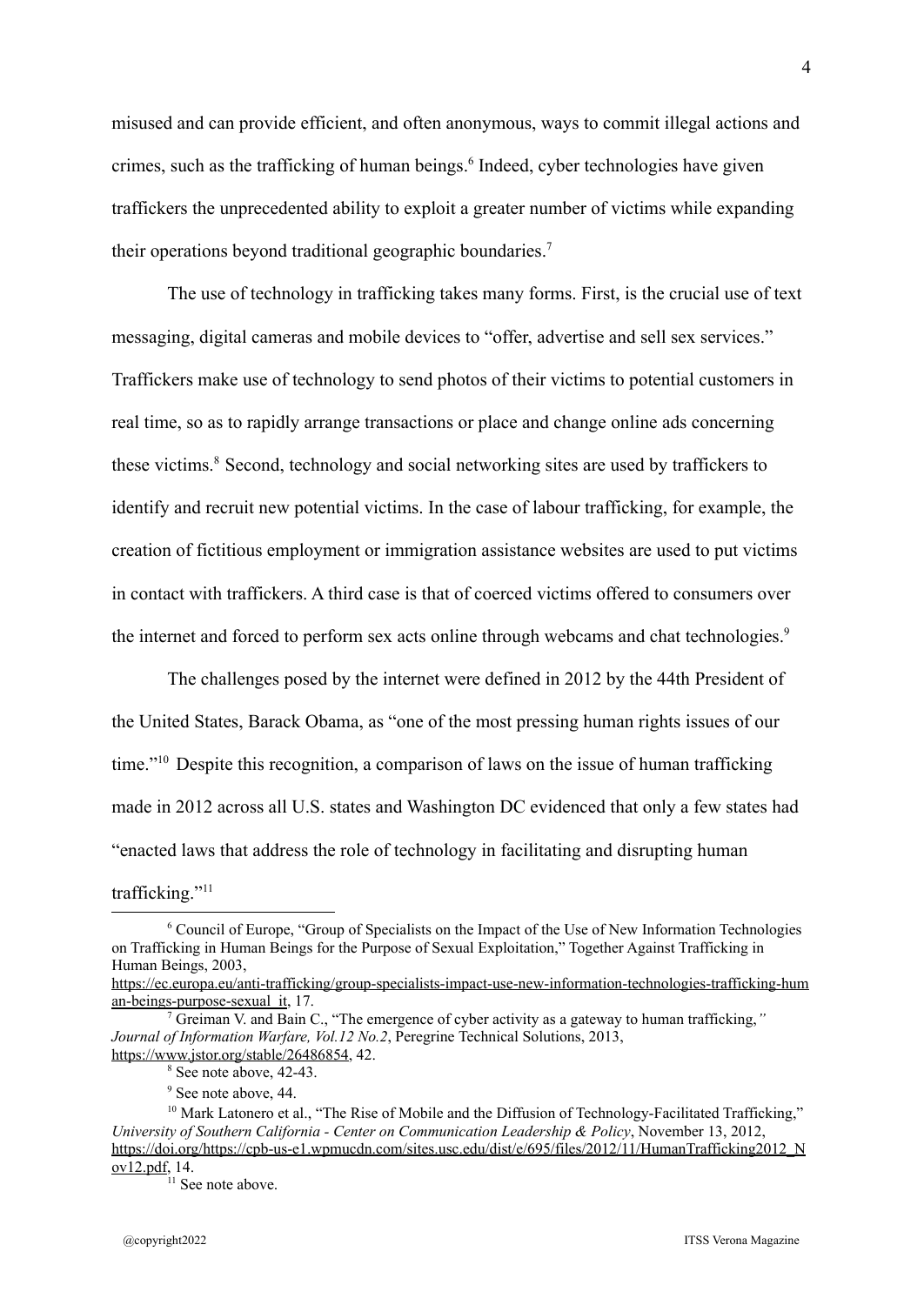misused and can provide efficient, and often anonymous, ways to commit illegal actions and crimes, such as the trafficking of human beings.[6] Indeed, cyber technologies have given traffickers the unprecedented ability to exploit a greater number of victims while expanding their operations beyond traditional geographic boundaries.[7]

The use of technology in trafficking takes many forms. First, is the crucial use of text messaging, digital cameras and mobile devices to "offer, advertise and sell sex services." Traffickers make use of technology to send photos of their victims to potential customers in real time, so as to rapidly arrange transactions or place and change online ads concerning these victims.[8] Second, technology and social networking sites are used by traffickers to identify and recruit new potential victims. In the case of labour trafficking, for example, the creation of fictitious employment or immigration assistance websites are used to put victims in contact with traffickers. A third case is that of coerced victims offered to consumers over the internet and forced to perform sex acts online through webcams and chat technologies.[9]

The challenges posed by the internet were defined in 2012 by the 44th President of the United States, Barack Obama, as "one of the most pressing human rights issues of our time."[10] Despite this recognition, a comparison of laws on the issue of human trafficking made in 2012 across all U.S. states and Washington DC evidenced that only a few states had "enacted laws that address the role of technology in facilitating and disrupting human trafficking."[11]

---

[6] Council of Europe, "Group of Specialists on the Impact of the Use of New Information Technologies on Trafficking in Human Beings for the Purpose of Sexual Exploitation," Together Against Trafficking in Human Beings, 2003, https://ec.europa.eu/anti-trafficking/group-specialists-impact-use-new-information-technologies-trafficking-human-beings-purpose-sexual_it, 17.

[7] Greiman V. and Bain C., "The emergence of cyber activity as a gateway to human trafficking," *Journal of Information Warfare, Vol.12 No.2*, Peregrine Technical Solutions, 2013, https://www.jstor.org/stable/26486854, 42.

[8] See note above, 42-43.

[9] See note above, 44.

[10] Mark Latonero et al., "The Rise of Mobile and the Diffusion of Technology-Facilitated Trafficking," *University of Southern California - Center on Communication Leadership & Policy*, November 13, 2012, https://doi.org/https://cpb-us-e1.wpmucdn.com/sites.usc.edu/dist/e/695/files/2012/11/HumanTrafficking2012_Nov12.pdf, 14.

[11] See note above.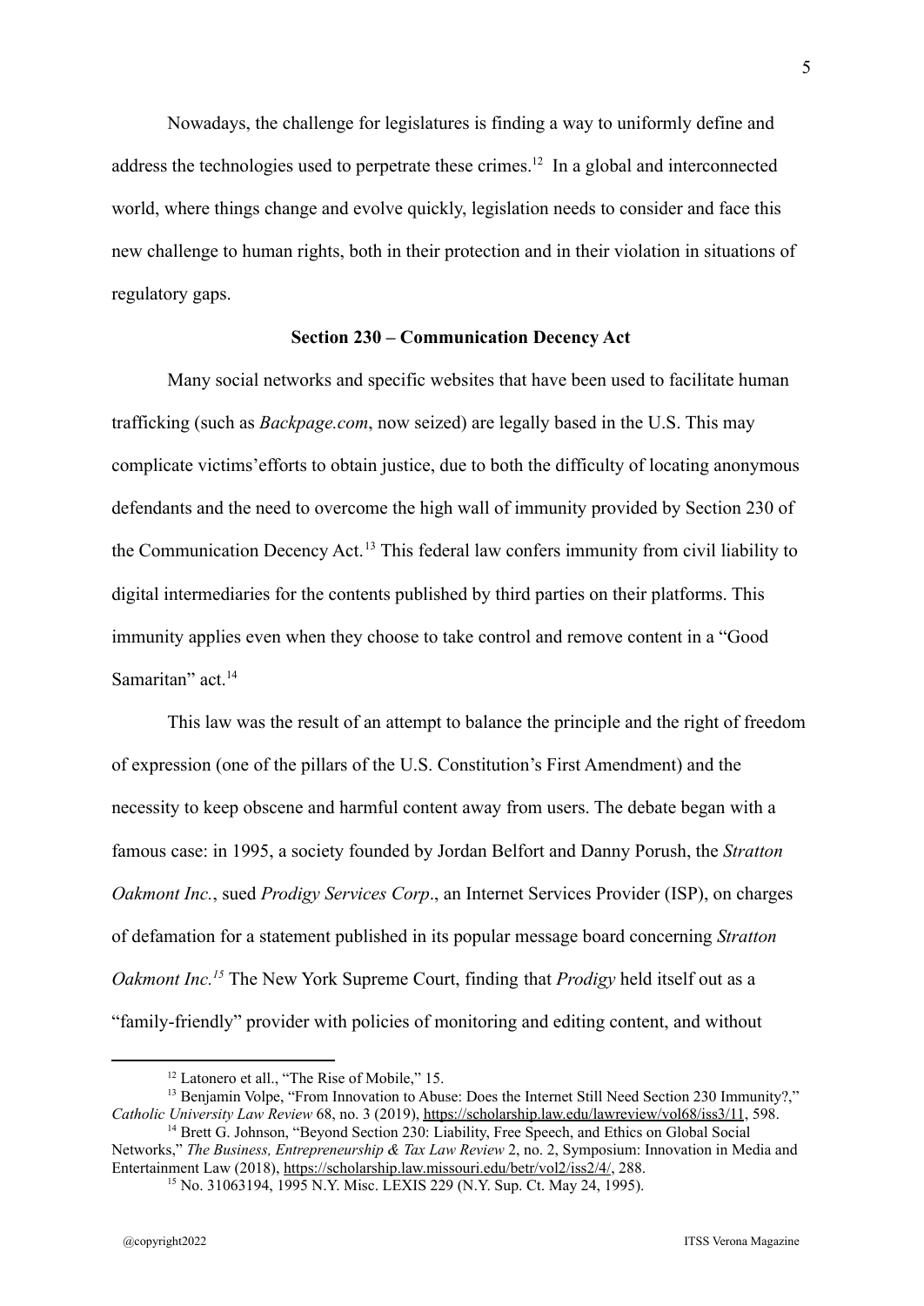Nowadays, the challenge for legislatures is finding a way to uniformly define and address the technologies used to perpetrate these crimes.[12] In a global and interconnected world, where things change and evolve quickly, legislation needs to consider and face this new challenge to human rights, both in their protection and in their violation in situations of regulatory gaps.

### Section 230 – Communication Decency Act

Many social networks and specific websites that have been used to facilitate human trafficking (such as *Backpage.com*, now seized) are legally based in the U.S. This may complicate victims'efforts to obtain justice, due to both the difficulty of locating anonymous defendants and the need to overcome the high wall of immunity provided by Section 230 of the Communication Decency Act.[13] This federal law confers immunity from civil liability to digital intermediaries for the contents published by third parties on their platforms. This immunity applies even when they choose to take control and remove content in a "Good Samaritan" act.[14]

This law was the result of an attempt to balance the principle and the right of freedom of expression (one of the pillars of the U.S. Constitution's First Amendment) and the necessity to keep obscene and harmful content away from users. The debate began with a famous case: in 1995, a society founded by Jordan Belfort and Danny Porush, the *Stratton Oakmont Inc.*, sued *Prodigy Services Corp*., an Internet Services Provider (ISP), on charges of defamation for a statement published in its popular message board concerning *Stratton Oakmont Inc.*[15] The New York Supreme Court, finding that *Prodigy* held itself out as a "family-friendly" provider with policies of monitoring and editing content, and without

---

[12] Latonero et all., "The Rise of Mobile," 15.

[13] Benjamin Volpe, "From Innovation to Abuse: Does the Internet Still Need Section 230 Immunity?," *Catholic University Law Review* 68, no. 3 (2019), https://scholarship.law.edu/lawreview/vol68/iss3/11, 598.

[14] Brett G. Johnson, "Beyond Section 230: Liability, Free Speech, and Ethics on Global Social Networks," *The Business, Entrepreneurship & Tax Law Review* 2, no. 2, Symposium: Innovation in Media and Entertainment Law (2018), https://scholarship.law.missouri.edu/betr/vol2/iss2/4/, 288.

[15] No. 31063194, 1995 N.Y. Misc. LEXIS 229 (N.Y. Sup. Ct. May 24, 1995).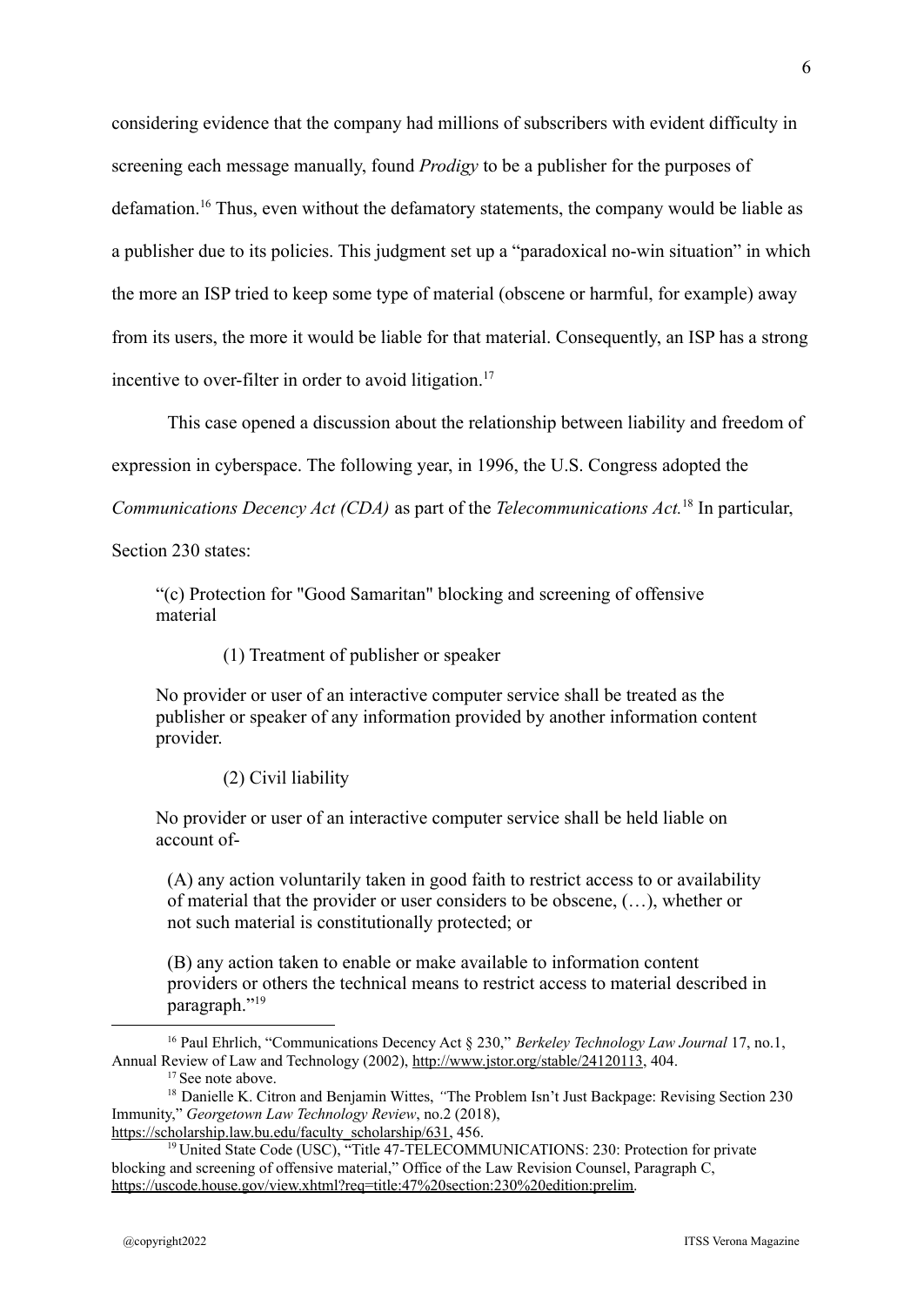considering evidence that the company had millions of subscribers with evident difficulty in screening each message manually, found *Prodigy* to be a publisher for the purposes of defamation.[16] Thus, even without the defamatory statements, the company would be liable as a publisher due to its policies. This judgment set up a "paradoxical no-win situation" in which the more an ISP tried to keep some type of material (obscene or harmful, for example) away from its users, the more it would be liable for that material. Consequently, an ISP has a strong incentive to over-filter in order to avoid litigation.[17]

This case opened a discussion about the relationship between liability and freedom of expression in cyberspace. The following year, in 1996, the U.S. Congress adopted the *Communications Decency Act (CDA)* as part of the *Telecommunications Act.*[18] In particular, Section 230 states:

> "(c) Protection for "Good Samaritan" blocking and screening of offensive material
>
> (1) Treatment of publisher or speaker
>
> No provider or user of an interactive computer service shall be treated as the publisher or speaker of any information provided by another information content provider.
>
> (2) Civil liability
>
> No provider or user of an interactive computer service shall be held liable on account of-
>
> (A) any action voluntarily taken in good faith to restrict access to or availability of material that the provider or user considers to be obscene, (…), whether or not such material is constitutionally protected; or
>
> (B) any action taken to enable or make available to information content providers or others the technical means to restrict access to material described in paragraph."[19]

---

[16] Paul Ehrlich, "Communications Decency Act § 230," *Berkeley Technology Law Journal* 17, no.1, Annual Review of Law and Technology (2002), http://www.jstor.org/stable/24120113, 404.

[17] See note above.

[18] Danielle K. Citron and Benjamin Wittes, "The Problem Isn't Just Backpage: Revising Section 230 Immunity," *Georgetown Law Technology Review*, no.2 (2018), https://scholarship.law.bu.edu/faculty_scholarship/631, 456.

[19] United State Code (USC), "Title 47-TELECOMMUNICATIONS: 230: Protection for private blocking and screening of offensive material," Office of the Law Revision Counsel, Paragraph C, https://uscode.house.gov/view.xhtml?req=title:47%20section:230%20edition:prelim.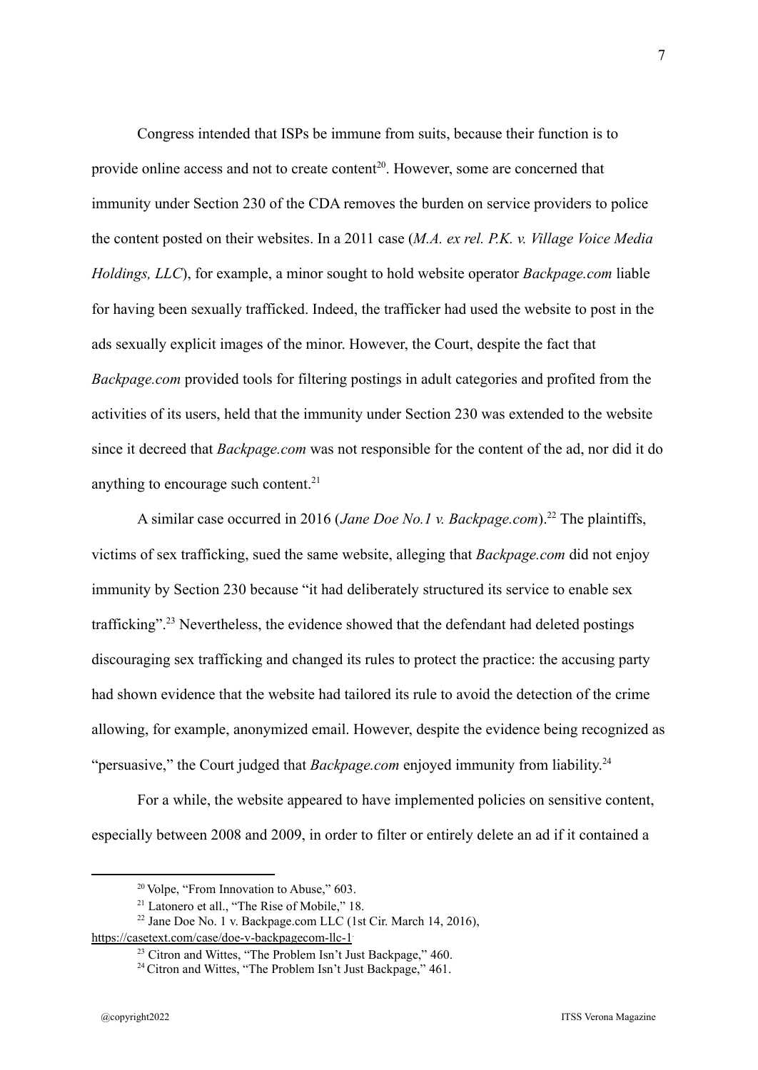Congress intended that ISPs be immune from suits, because their function is to provide online access and not to create content[20]. However, some are concerned that immunity under Section 230 of the CDA removes the burden on service providers to police the content posted on their websites. In a 2011 case (*M.A. ex rel. P.K. v. Village Voice Media Holdings, LLC*), for example, a minor sought to hold website operator *Backpage.com* liable for having been sexually trafficked. Indeed, the trafficker had used the website to post in the ads sexually explicit images of the minor. However, the Court, despite the fact that *Backpage.com* provided tools for filtering postings in adult categories and profited from the activities of its users, held that the immunity under Section 230 was extended to the website since it decreed that *Backpage.com* was not responsible for the content of the ad, nor did it do anything to encourage such content.[21]

A similar case occurred in 2016 (*Jane Doe No.1 v. Backpage.com*).[22] The plaintiffs, victims of sex trafficking, sued the same website, alleging that *Backpage.com* did not enjoy immunity by Section 230 because "it had deliberately structured its service to enable sex trafficking".[23] Nevertheless, the evidence showed that the defendant had deleted postings discouraging sex trafficking and changed its rules to protect the practice: the accusing party had shown evidence that the website had tailored its rule to avoid the detection of the crime allowing, for example, anonymized email. However, despite the evidence being recognized as "persuasive," the Court judged that *Backpage.com* enjoyed immunity from liability.[24]

For a while, the website appeared to have implemented policies on sensitive content, especially between 2008 and 2009, in order to filter or entirely delete an ad if it contained a

---

[20] Volpe, "From Innovation to Abuse," 603.

[21] Latonero et all., "The Rise of Mobile," 18.

[22] Jane Doe No. 1 v. Backpage.com LLC (1st Cir. March 14, 2016), https://casetext.com/case/doe-v-backpagecom-llc-1.

[23] Citron and Wittes, "The Problem Isn't Just Backpage," 460.

[24] Citron and Wittes, "The Problem Isn't Just Backpage," 461.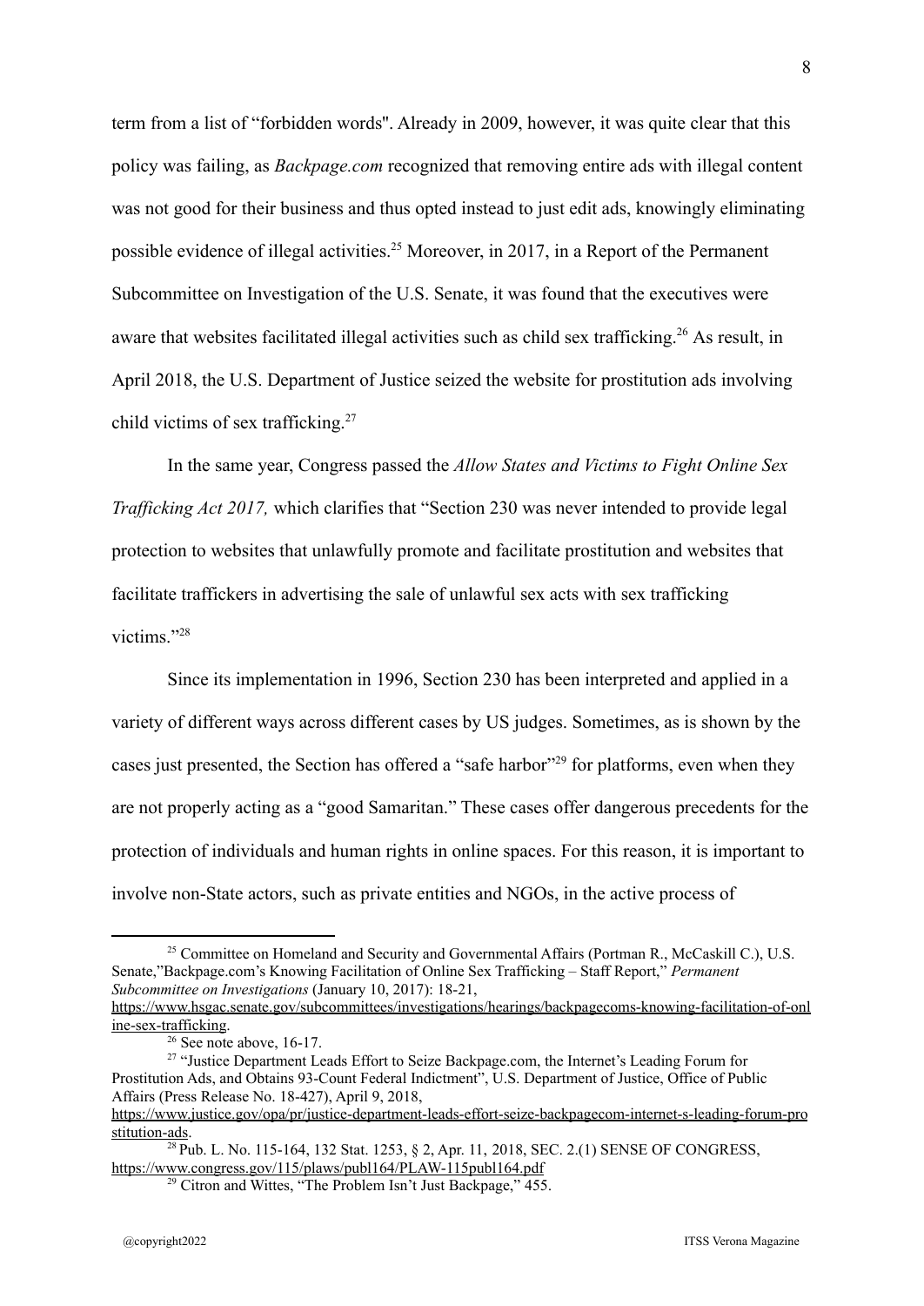term from a list of "forbidden words''. Already in 2009, however, it was quite clear that this policy was failing, as *Backpage.com* recognized that removing entire ads with illegal content was not good for their business and thus opted instead to just edit ads, knowingly eliminating possible evidence of illegal activities.[25] Moreover, in 2017, in a Report of the Permanent Subcommittee on Investigation of the U.S. Senate, it was found that the executives were aware that websites facilitated illegal activities such as child sex trafficking.[26] As result, in April 2018, the U.S. Department of Justice seized the website for prostitution ads involving child victims of sex trafficking.[27]

In the same year, Congress passed the *Allow States and Victims to Fight Online Sex Trafficking Act 2017,* which clarifies that "Section 230 was never intended to provide legal protection to websites that unlawfully promote and facilitate prostitution and websites that facilitate traffickers in advertising the sale of unlawful sex acts with sex trafficking victims."[28]

Since its implementation in 1996, Section 230 has been interpreted and applied in a variety of different ways across different cases by US judges. Sometimes, as is shown by the cases just presented, the Section has offered a "safe harbor"[29] for platforms, even when they are not properly acting as a "good Samaritan." These cases offer dangerous precedents for the protection of individuals and human rights in online spaces. For this reason, it is important to involve non-State actors, such as private entities and NGOs, in the active process of

---

[25] Committee on Homeland and Security and Governmental Affairs (Portman R., McCaskill C.), U.S. Senate,"Backpage.com's Knowing Facilitation of Online Sex Trafficking – Staff Report," *Permanent Subcommittee on Investigations* (January 10, 2017): 18-21, https://www.hsgac.senate.gov/subcommittees/investigations/hearings/backpagecoms-knowing-facilitation-of-online-sex-trafficking.

[26] See note above, 16-17.

[27] "Justice Department Leads Effort to Seize Backpage.com, the Internet's Leading Forum for Prostitution Ads, and Obtains 93-Count Federal Indictment", U.S. Department of Justice, Office of Public Affairs (Press Release No. 18-427), April 9, 2018, https://www.justice.gov/opa/pr/justice-department-leads-effort-seize-backpagecom-internet-s-leading-forum-prostitution-ads.

[28] Pub. L. No. 115-164, 132 Stat. 1253, § 2, Apr. 11, 2018, SEC. 2.(1) SENSE OF CONGRESS, https://www.congress.gov/115/plaws/publ164/PLAW-115publ164.pdf

[29] Citron and Wittes, "The Problem Isn't Just Backpage," 455.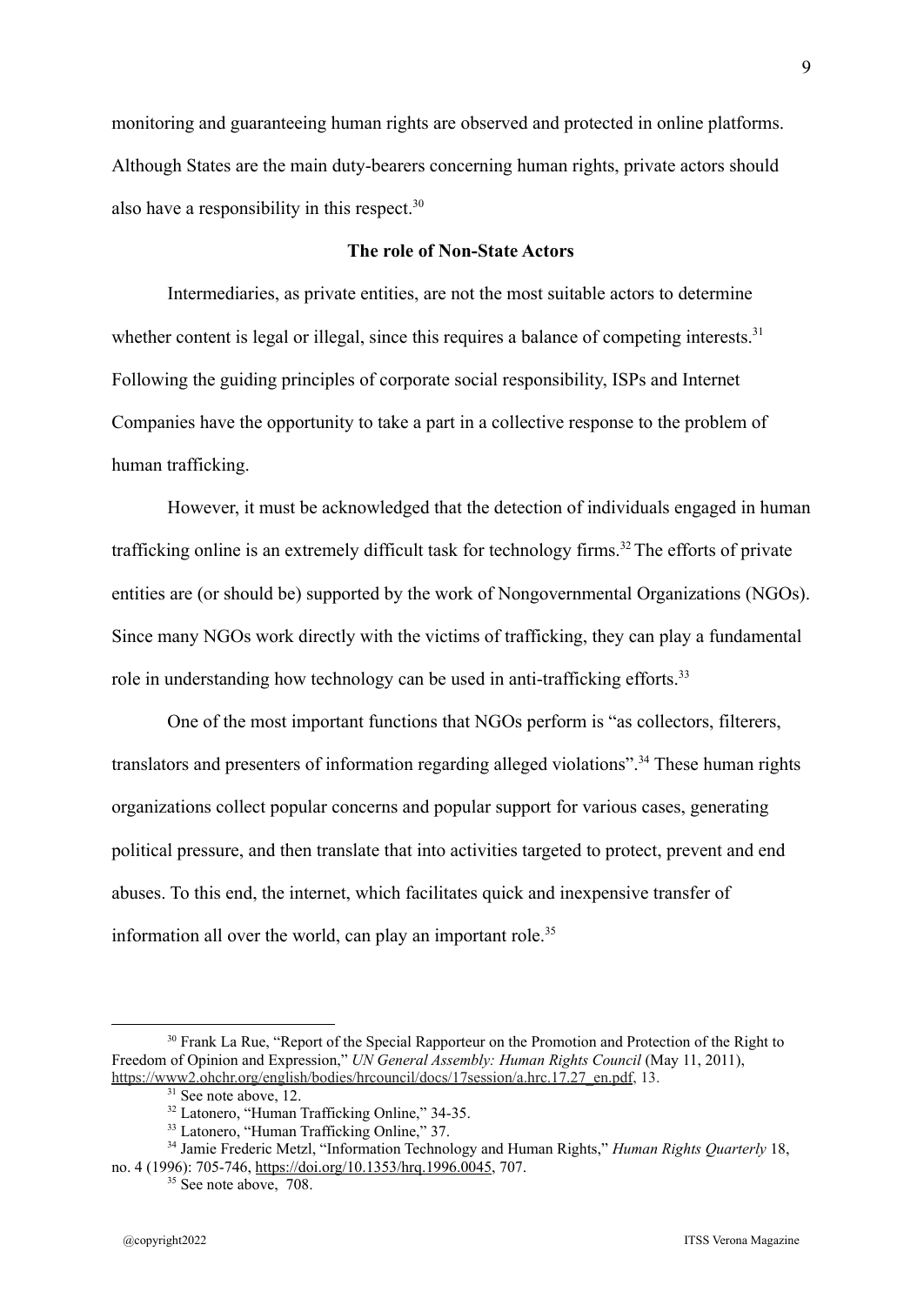monitoring and guaranteeing human rights are observed and protected in online platforms. Although States are the main duty-bearers concerning human rights, private actors should also have a responsibility in this respect.[30]

### The role of Non-State Actors

Intermediaries, as private entities, are not the most suitable actors to determine whether content is legal or illegal, since this requires a balance of competing interests.[31] Following the guiding principles of corporate social responsibility, ISPs and Internet Companies have the opportunity to take a part in a collective response to the problem of human trafficking.

However, it must be acknowledged that the detection of individuals engaged in human trafficking online is an extremely difficult task for technology firms.[32] The efforts of private entities are (or should be) supported by the work of Nongovernmental Organizations (NGOs). Since many NGOs work directly with the victims of trafficking, they can play a fundamental role in understanding how technology can be used in anti-trafficking efforts.[33]

One of the most important functions that NGOs perform is "as collectors, filterers, translators and presenters of information regarding alleged violations".[34] These human rights organizations collect popular concerns and popular support for various cases, generating political pressure, and then translate that into activities targeted to protect, prevent and end abuses. To this end, the internet, which facilitates quick and inexpensive transfer of information all over the world, can play an important role.[35]

---

[30] Frank La Rue, "Report of the Special Rapporteur on the Promotion and Protection of the Right to Freedom of Opinion and Expression," *UN General Assembly: Human Rights Council* (May 11, 2011), https://www2.ohchr.org/english/bodies/hrcouncil/docs/17session/a.hrc.17.27_en.pdf, 13.

[31] See note above, 12.

[32] Latonero, "Human Trafficking Online," 34-35.

[33] Latonero, "Human Trafficking Online," 37.

[34] Jamie Frederic Metzl, "Information Technology and Human Rights," *Human Rights Quarterly* 18, no. 4 (1996): 705-746, https://doi.org/10.1353/hrq.1996.0045, 707.

[35] See note above, 708.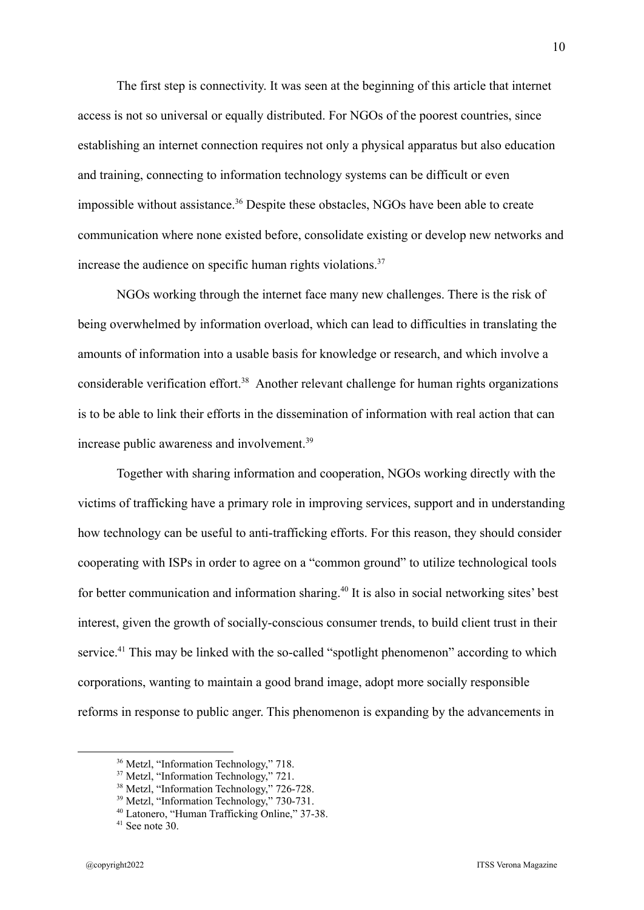The first step is connectivity. It was seen at the beginning of this article that internet access is not so universal or equally distributed. For NGOs of the poorest countries, since establishing an internet connection requires not only a physical apparatus but also education and training, connecting to information technology systems can be difficult or even impossible without assistance.[36] Despite these obstacles, NGOs have been able to create communication where none existed before, consolidate existing or develop new networks and increase the audience on specific human rights violations.[37]

NGOs working through the internet face many new challenges. There is the risk of being overwhelmed by information overload, which can lead to difficulties in translating the amounts of information into a usable basis for knowledge or research, and which involve a considerable verification effort.[38] Another relevant challenge for human rights organizations is to be able to link their efforts in the dissemination of information with real action that can increase public awareness and involvement.[39]

Together with sharing information and cooperation, NGOs working directly with the victims of trafficking have a primary role in improving services, support and in understanding how technology can be useful to anti-trafficking efforts. For this reason, they should consider cooperating with ISPs in order to agree on a "common ground" to utilize technological tools for better communication and information sharing.[40] It is also in social networking sites' best interest, given the growth of socially-conscious consumer trends, to build client trust in their service.[41] This may be linked with the so-called "spotlight phenomenon" according to which corporations, wanting to maintain a good brand image, adopt more socially responsible reforms in response to public anger. This phenomenon is expanding by the advancements in

---

[36] Metzl, "Information Technology," 718.

[37] Metzl, "Information Technology," 721.

[38] Metzl, "Information Technology," 726-728.

[39] Metzl, "Information Technology," 730-731.

[40] Latonero, "Human Trafficking Online," 37-38.

[41] See note 30.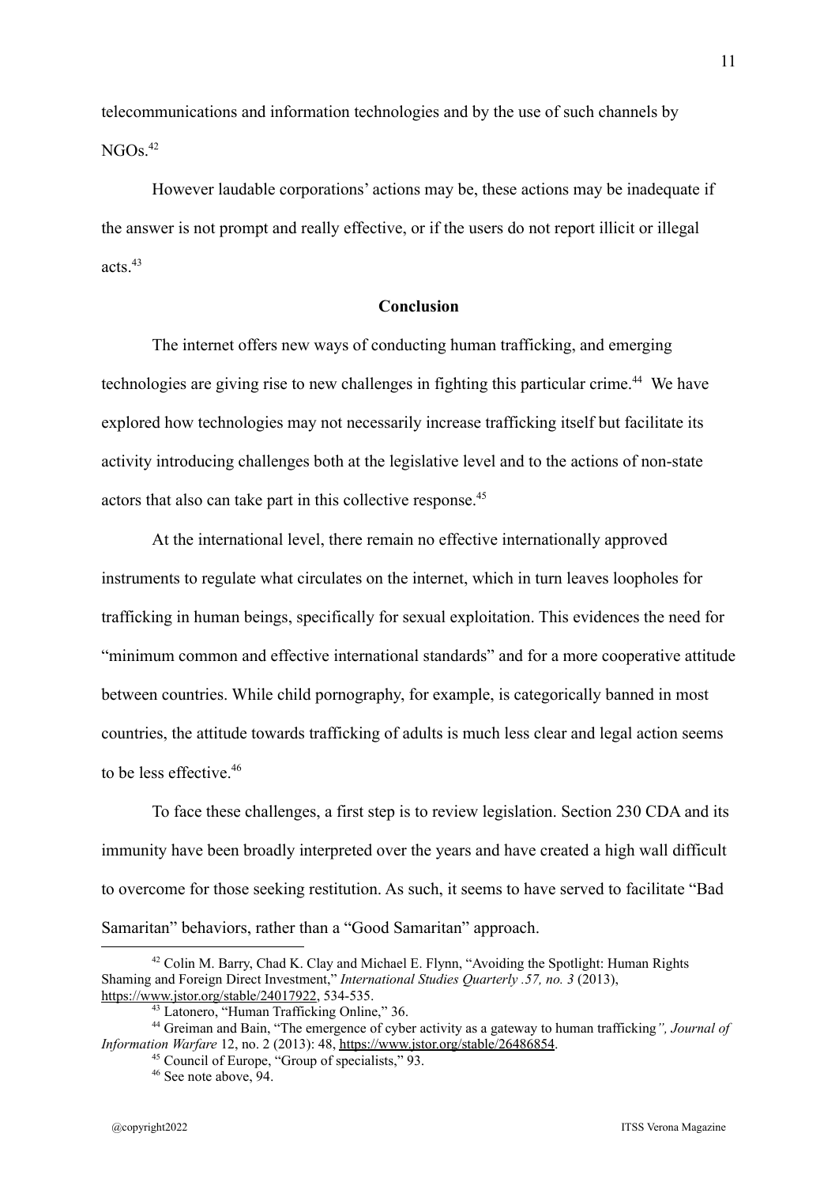telecommunications and information technologies and by the use of such channels by NGOs.[42]

However laudable corporations' actions may be, these actions may be inadequate if the answer is not prompt and really effective, or if the users do not report illicit or illegal acts.[43]

## Conclusion

The internet offers new ways of conducting human trafficking, and emerging technologies are giving rise to new challenges in fighting this particular crime.[44] We have explored how technologies may not necessarily increase trafficking itself but facilitate its activity introducing challenges both at the legislative level and to the actions of non-state actors that also can take part in this collective response.[45]

At the international level, there remain no effective internationally approved instruments to regulate what circulates on the internet, which in turn leaves loopholes for trafficking in human beings, specifically for sexual exploitation. This evidences the need for "minimum common and effective international standards" and for a more cooperative attitude between countries. While child pornography, for example, is categorically banned in most countries, the attitude towards trafficking of adults is much less clear and legal action seems to be less effective.[46]

To face these challenges, a first step is to review legislation. Section 230 CDA and its immunity have been broadly interpreted over the years and have created a high wall difficult to overcome for those seeking restitution. As such, it seems to have served to facilitate "Bad Samaritan" behaviors, rather than a "Good Samaritan" approach.

---

[42] Colin M. Barry, Chad K. Clay and Michael E. Flynn, "Avoiding the Spotlight: Human Rights Shaming and Foreign Direct Investment," *International Studies Quarterly .57, no. 3* (2013), https://www.jstor.org/stable/24017922, 534-535.

[43] Latonero, "Human Trafficking Online," 36.

[44] Greiman and Bain, "The emergence of cyber activity as a gateway to human trafficking*", Journal of Information Warfare* 12, no. 2 (2013): 48, https://www.jstor.org/stable/26486854.

[45] Council of Europe, "Group of specialists," 93.

[46] See note above, 94.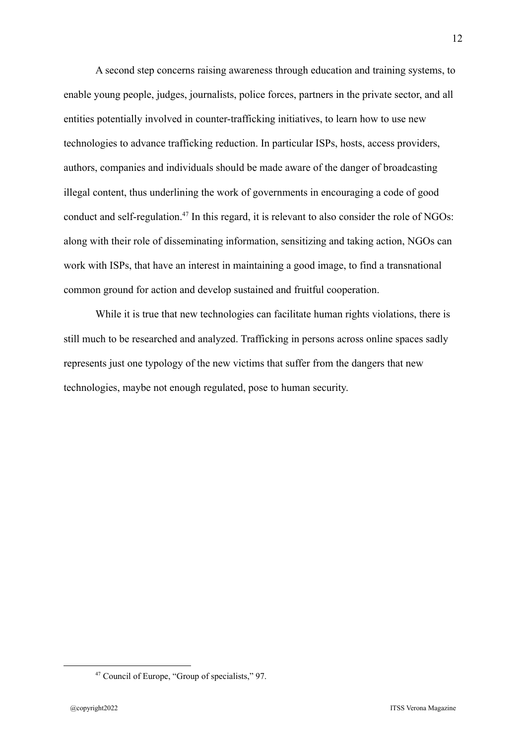A second step concerns raising awareness through education and training systems, to enable young people, judges, journalists, police forces, partners in the private sector, and all entities potentially involved in counter-trafficking initiatives, to learn how to use new technologies to advance trafficking reduction. In particular ISPs, hosts, access providers, authors, companies and individuals should be made aware of the danger of broadcasting illegal content, thus underlining the work of governments in encouraging a code of good conduct and self-regulation.[47] In this regard, it is relevant to also consider the role of NGOs: along with their role of disseminating information, sensitizing and taking action, NGOs can work with ISPs, that have an interest in maintaining a good image, to find a transnational common ground for action and develop sustained and fruitful cooperation.

While it is true that new technologies can facilitate human rights violations, there is still much to be researched and analyzed. Trafficking in persons across online spaces sadly represents just one typology of the new victims that suffer from the dangers that new technologies, maybe not enough regulated, pose to human security.

---

[47] Council of Europe, "Group of specialists," 97.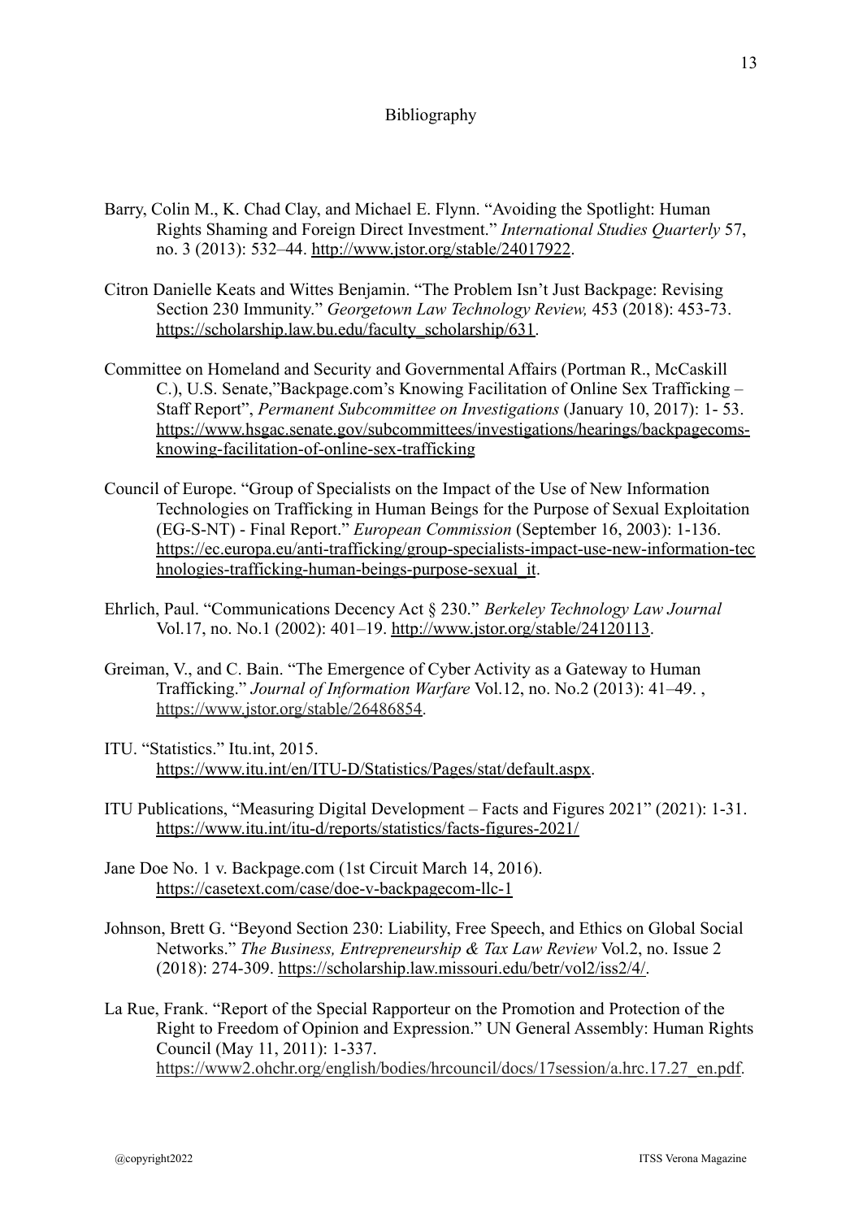# Bibliography

Barry, Colin M., K. Chad Clay, and Michael E. Flynn. "Avoiding the Spotlight: Human Rights Shaming and Foreign Direct Investment." *International Studies Quarterly* 57, no. 3 (2013): 532–44. http://www.jstor.org/stable/24017922.

Citron Danielle Keats and Wittes Benjamin. "The Problem Isn't Just Backpage: Revising Section 230 Immunity." *Georgetown Law Technology Review,* 453 (2018): 453-73. https://scholarship.law.bu.edu/faculty_scholarship/631.

Committee on Homeland and Security and Governmental Affairs (Portman R., McCaskill C.), U.S. Senate,"Backpage.com's Knowing Facilitation of Online Sex Trafficking – Staff Report", *Permanent Subcommittee on Investigations* (January 10, 2017): 1- 53. https://www.hsgac.senate.gov/subcommittees/investigations/hearings/backpagecoms-knowing-facilitation-of-online-sex-trafficking

Council of Europe. "Group of Specialists on the Impact of the Use of New Information Technologies on Trafficking in Human Beings for the Purpose of Sexual Exploitation (EG-S-NT) - Final Report." *European Commission* (September 16, 2003): 1-136. https://ec.europa.eu/anti-trafficking/group-specialists-impact-use-new-information-technologies-trafficking-human-beings-purpose-sexual_it.

Ehrlich, Paul. "Communications Decency Act § 230." *Berkeley Technology Law Journal* Vol.17, no. No.1 (2002): 401–19. http://www.jstor.org/stable/24120113.

Greiman, V., and C. Bain. "The Emergence of Cyber Activity as a Gateway to Human Trafficking." *Journal of Information Warfare* Vol.12, no. No.2 (2013): 41–49. , https://www.jstor.org/stable/26486854.

ITU. "Statistics." Itu.int, 2015. https://www.itu.int/en/ITU-D/Statistics/Pages/stat/default.aspx.

ITU Publications, "Measuring Digital Development – Facts and Figures 2021" (2021): 1-31. https://www.itu.int/itu-d/reports/statistics/facts-figures-2021/

Jane Doe No. 1 v. Backpage.com (1st Circuit March 14, 2016). https://casetext.com/case/doe-v-backpagecom-llc-1

Johnson, Brett G. "Beyond Section 230: Liability, Free Speech, and Ethics on Global Social Networks." *The Business, Entrepreneurship & Tax Law Review* Vol.2, no. Issue 2 (2018): 274-309. https://scholarship.law.missouri.edu/betr/vol2/iss2/4/.

La Rue, Frank. "Report of the Special Rapporteur on the Promotion and Protection of the Right to Freedom of Opinion and Expression." UN General Assembly: Human Rights Council (May 11, 2011): 1-337. https://www2.ohchr.org/english/bodies/hrcouncil/docs/17session/a.hrc.17.27_en.pdf.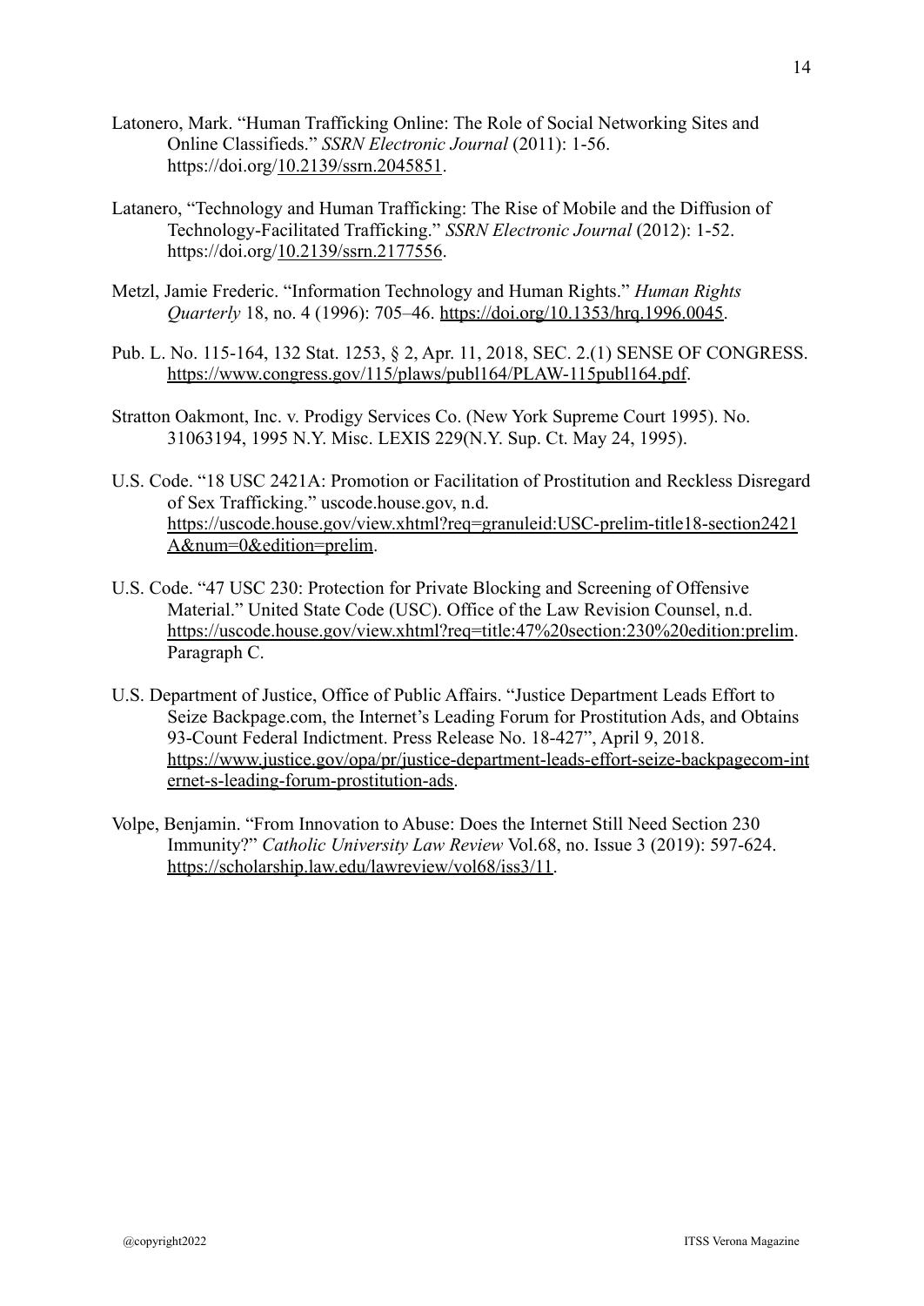Latonero, Mark. "Human Trafficking Online: The Role of Social Networking Sites and Online Classifieds." *SSRN Electronic Journal* (2011): 1-56. https://doi.org/10.2139/ssrn.2045851.

Latanero, "Technology and Human Trafficking: The Rise of Mobile and the Diffusion of Technology-Facilitated Trafficking." *SSRN Electronic Journal* (2012): 1-52. https://doi.org/10.2139/ssrn.2177556.

Metzl, Jamie Frederic. "Information Technology and Human Rights." *Human Rights Quarterly* 18, no. 4 (1996): 705–46. https://doi.org/10.1353/hrq.1996.0045.

Pub. L. No. 115-164, 132 Stat. 1253, § 2, Apr. 11, 2018, SEC. 2.(1) SENSE OF CONGRESS. https://www.congress.gov/115/plaws/publ164/PLAW-115publ164.pdf.

Stratton Oakmont, Inc. v. Prodigy Services Co. (New York Supreme Court 1995). No. 31063194, 1995 N.Y. Misc. LEXIS 229(N.Y. Sup. Ct. May 24, 1995).

U.S. Code. "18 USC 2421A: Promotion or Facilitation of Prostitution and Reckless Disregard of Sex Trafficking." uscode.house.gov, n.d. https://uscode.house.gov/view.xhtml?req=granuleid:USC-prelim-title18-section2421A&num=0&edition=prelim.

U.S. Code. "47 USC 230: Protection for Private Blocking and Screening of Offensive Material." United State Code (USC). Office of the Law Revision Counsel, n.d. https://uscode.house.gov/view.xhtml?req=title:47%20section:230%20edition:prelim. Paragraph C.

U.S. Department of Justice, Office of Public Affairs. "Justice Department Leads Effort to Seize Backpage.com, the Internet's Leading Forum for Prostitution Ads, and Obtains 93-Count Federal Indictment. Press Release No. 18-427", April 9, 2018. https://www.justice.gov/opa/pr/justice-department-leads-effort-seize-backpagecom-internet-s-leading-forum-prostitution-ads.

Volpe, Benjamin. "From Innovation to Abuse: Does the Internet Still Need Section 230 Immunity?" *Catholic University Law Review* Vol.68, no. Issue 3 (2019): 597-624. https://scholarship.law.edu/lawreview/vol68/iss3/11.